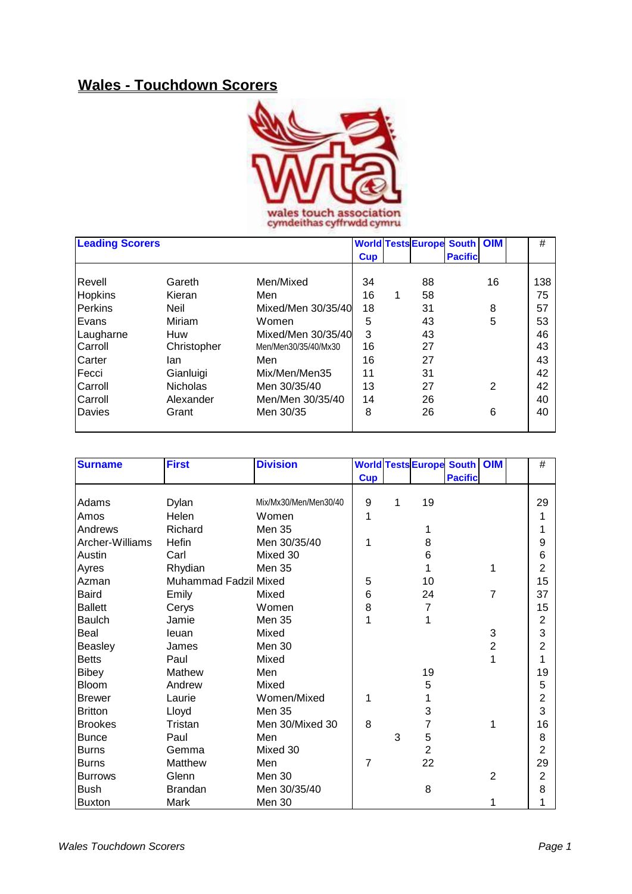## Wales - Touchdown Scorers

| Leading Scorers | | | World Cup | Tests | Europe | South Pacific | OIM | | # |
|---|---|---|---|---|---|---|---|---|---|
| Revell | Gareth | Men/Mixed | 34 | | 88 | | 16 | | 138 |
| Hopkins | Kieran | Men | 16 | 1 | 58 | | | | 75 |
| Perkins | Neil | Mixed/Men 30/35/40 | 18 | | 31 | | 8 | | 57 |
| Evans | Miriam | Women | 5 | | 43 | | 5 | | 53 |
| Laugharne | Huw | Mixed/Men 30/35/40 | 3 | | 43 | | | | 46 |
| Carroll | Christopher | Men/Men30/35/40/Mx30 | 16 | | 27 | | | | 43 |
| Carter | Ian | Men | 16 | | 27 | | | | 43 |
| Fecci | Gianluigi | Mix/Men/Men35 | 11 | | 31 | | | | 42 |
| Carroll | Nicholas | Men 30/35/40 | 13 | | 27 | | 2 | | 42 |
| Carroll | Alexander | Men/Men 30/35/40 | 14 | | 26 | | | | 40 |
| Davies | Grant | Men 30/35 | 8 | | 26 | | 6 | | 40 |

| Surname | First | Division | World Cup | Tests | Europe | South Pacific | OIM | | # |
|---|---|---|---|---|---|---|---|---|---|
| Adams | Dylan | Mix/Mx30/Men/Men30/40 | 9 | 1 | 19 | | | | 29 |
| Amos | Helen | Women | 1 | | | | | | 1 |
| Andrews | Richard | Men 35 | | | 1 | | | | 1 |
| Archer-Williams | Hefin | Men 30/35/40 | 1 | | 8 | | | | 9 |
| Austin | Carl | Mixed 30 | | | 6 | | | | 6 |
| Ayres | Rhydian | Men 35 | | | 1 | | 1 | | 2 |
| Azman | Muhammad Fadzil | Mixed | 5 | | 10 | | | | 15 |
| Baird | Emily | Mixed | 6 | | 24 | | 7 | | 37 |
| Ballett | Cerys | Women | 8 | | 7 | | | | 15 |
| Baulch | Jamie | Men 35 | 1 | | 1 | | | | 2 |
| Beal | Ieuan | Mixed | | | | | 3 | | 3 |
| Beasley | James | Men 30 | | | | | 2 | | 2 |
| Betts | Paul | Mixed | | | | | 1 | | 1 |
| Bibey | Mathew | Men | | | 19 | | | | 19 |
| Bloom | Andrew | Mixed | | | 5 | | | | 5 |
| Brewer | Laurie | Women/Mixed | 1 | | 1 | | | | 2 |
| Britton | Lloyd | Men 35 | | | 3 | | | | 3 |
| Brookes | Tristan | Men 30/Mixed 30 | 8 | | 7 | | 1 | | 16 |
| Bunce | Paul | Men | | 3 | 5 | | | | 8 |
| Burns | Gemma | Mixed 30 | | | 2 | | | | 2 |
| Burns | Matthew | Men | 7 | | 22 | | | | 29 |
| Burrows | Glenn | Men 30 | | | | | 2 | | 2 |
| Bush | Brandan | Men 30/35/40 | | | 8 | | | | 8 |
| Buxton | Mark | Men 30 | | | | | 1 | | 1 |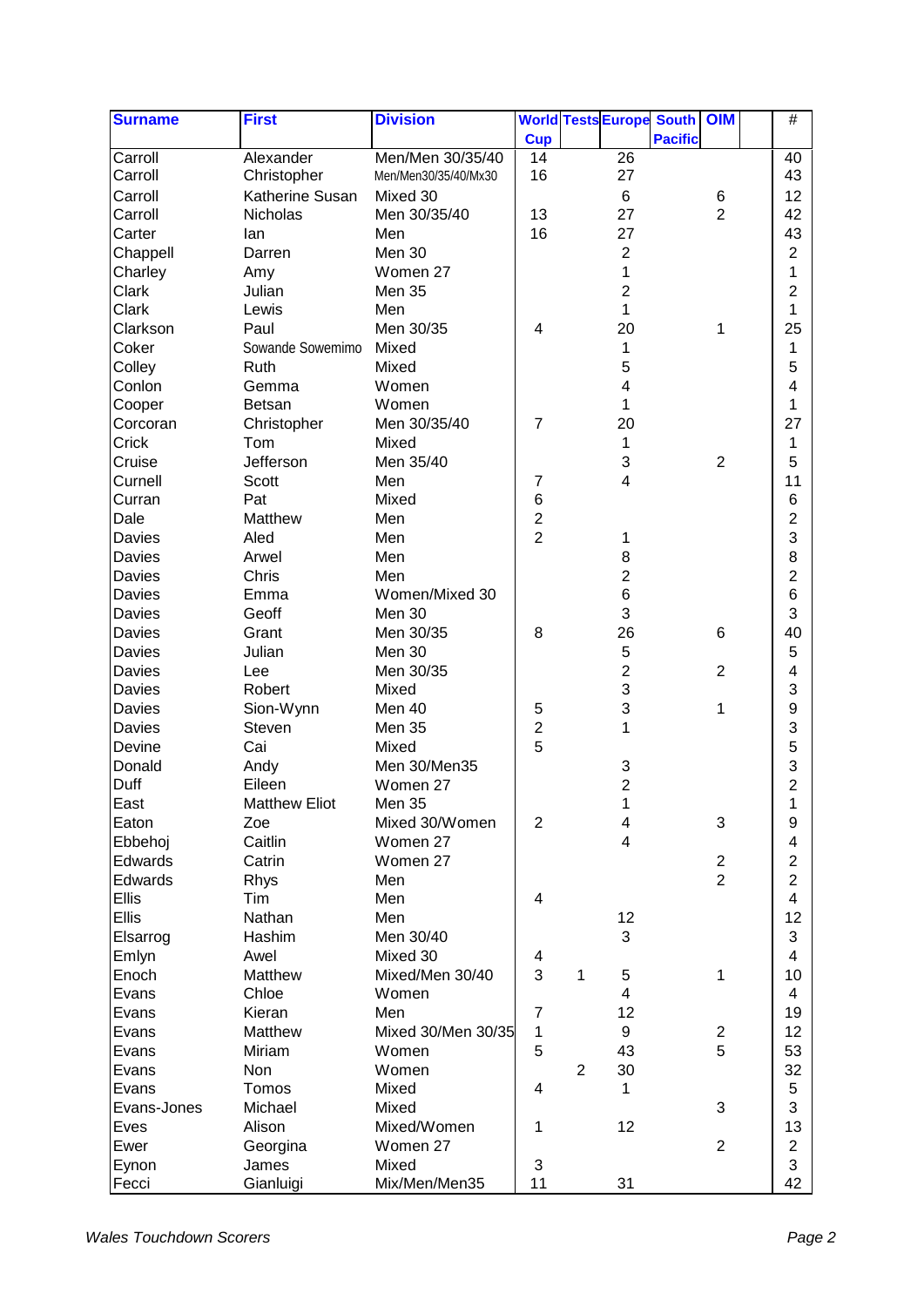| Surname | First | Division | World Cup | Tests | Europe | South Pacific | OIM | | # |
|---|---|---|---|---|---|---|---|---|---|
| Carroll | Alexander | Men/Men 30/35/40 | 14 | | 26 | | | | 40 |
| Carroll | Christopher | Men/Men30/35/40/Mx30 | 16 | | 27 | | | | 43 |
| Carroll | Katherine Susan | Mixed 30 | | | 6 | | 6 | | 12 |
| Carroll | Nicholas | Men 30/35/40 | 13 | | 27 | | 2 | | 42 |
| Carter | Ian | Men | 16 | | 27 | | | | 43 |
| Chappell | Darren | Men 30 | | | 2 | | | | 2 |
| Charley | Amy | Women 27 | | | 1 | | | | 1 |
| Clark | Julian | Men 35 | | | 2 | | | | 2 |
| Clark | Lewis | Men | | | 1 | | | | 1 |
| Clarkson | Paul | Men 30/35 | 4 | | 20 | | 1 | | 25 |
| Coker | Sowande Sowemimo | Mixed | | | 1 | | | | 1 |
| Colley | Ruth | Mixed | | | 5 | | | | 5 |
| Conlon | Gemma | Women | | | 4 | | | | 4 |
| Cooper | Betsan | Women | | | 1 | | | | 1 |
| Corcoran | Christopher | Men 30/35/40 | 7 | | 20 | | | | 27 |
| Crick | Tom | Mixed | | | 1 | | | | 1 |
| Cruise | Jefferson | Men 35/40 | | | 3 | | 2 | | 5 |
| Curnell | Scott | Men | 7 | | 4 | | | | 11 |
| Curran | Pat | Mixed | 6 | | | | | | 6 |
| Dale | Matthew | Men | 2 | | | | | | 2 |
| Davies | Aled | Men | 2 | | 1 | | | | 3 |
| Davies | Arwel | Men | | | 8 | | | | 8 |
| Davies | Chris | Men | | | 2 | | | | 2 |
| Davies | Emma | Women/Mixed 30 | | | 6 | | | | 6 |
| Davies | Geoff | Men 30 | | | 3 | | | | 3 |
| Davies | Grant | Men 30/35 | 8 | | 26 | | 6 | | 40 |
| Davies | Julian | Men 30 | | | 5 | | | | 5 |
| Davies | Lee | Men 30/35 | | | 2 | | 2 | | 4 |
| Davies | Robert | Mixed | | | 3 | | | | 3 |
| Davies | Sion-Wynn | Men 40 | 5 | | 3 | | 1 | | 9 |
| Davies | Steven | Men 35 | 2 | | 1 | | | | 3 |
| Devine | Cai | Mixed | 5 | | | | | | 5 |
| Donald | Andy | Men 30/Men35 | | | 3 | | | | 3 |
| Duff | Eileen | Women 27 | | | 2 | | | | 2 |
| East | Matthew Eliot | Men 35 | | | 1 | | | | 1 |
| Eaton | Zoe | Mixed 30/Women | 2 | | 4 | | 3 | | 9 |
| Ebbehoj | Caitlin | Women 27 | | | 4 | | | | 4 |
| Edwards | Catrin | Women 27 | | | | | 2 | | 2 |
| Edwards | Rhys | Men | | | | | 2 | | 2 |
| Ellis | Tim | Men | 4 | | | | | | 4 |
| Ellis | Nathan | Men | | | 12 | | | | 12 |
| Elsarrog | Hashim | Men 30/40 | | | 3 | | | | 3 |
| Emlyn | Awel | Mixed 30 | 4 | | | | | | 4 |
| Enoch | Matthew | Mixed/Men 30/40 | 3 | 1 | 5 | | 1 | | 10 |
| Evans | Chloe | Women | | | 4 | | | | 4 |
| Evans | Kieran | Men | 7 | | 12 | | | | 19 |
| Evans | Matthew | Mixed 30/Men 30/35 | 1 | | 9 | | 2 | | 12 |
| Evans | Miriam | Women | 5 | | 43 | | 5 | | 53 |
| Evans | Non | Women | | 2 | 30 | | | | 32 |
| Evans | Tomos | Mixed | 4 | | 1 | | | | 5 |
| Evans-Jones | Michael | Mixed | | | | | 3 | | 3 |
| Eves | Alison | Mixed/Women | 1 | | 12 | | | | 13 |
| Ewer | Georgina | Women 27 | | | | | 2 | | 2 |
| Eynon | James | Mixed | 3 | | | | | | 3 |
| Fecci | Gianluigi | Mix/Men/Men35 | 11 | | 31 | | | | 42 |

*Wales Touchdown Scorers*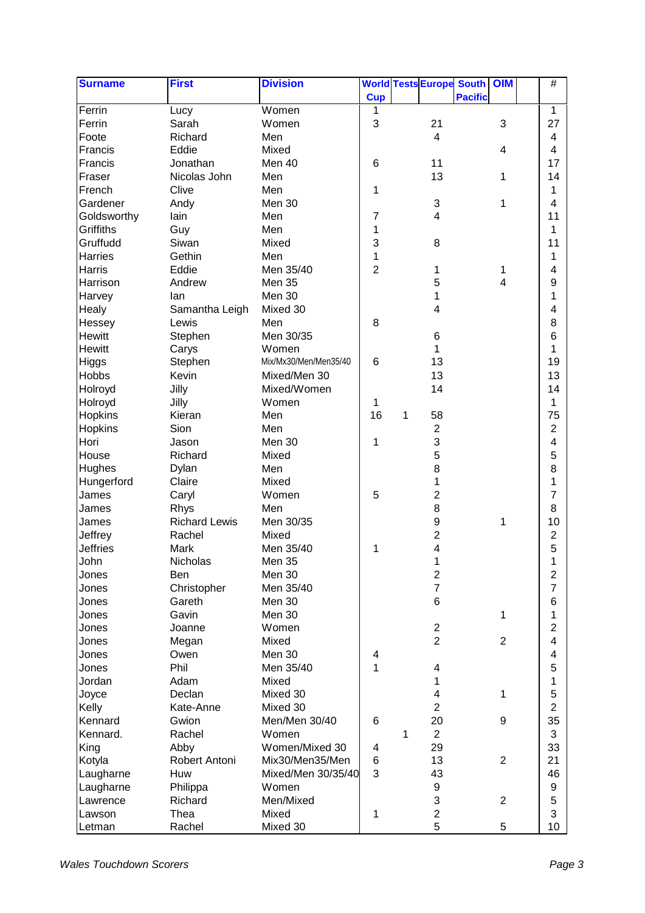| Surname | First | Division | World Cup | Tests | Europe | South Pacific | OIM | | # |
|---|---|---|---|---|---|---|---|---|---|
| Ferrin | Lucy | Women | 1 | | | | | | 1 |
| Ferrin | Sarah | Women | 3 | | 21 | | 3 | | 27 |
| Foote | Richard | Men | | | 4 | | | | 4 |
| Francis | Eddie | Mixed | | | | | 4 | | 4 |
| Francis | Jonathan | Men 40 | 6 | | 11 | | | | 17 |
| Fraser | Nicolas John | Men | | | 13 | | 1 | | 14 |
| French | Clive | Men | 1 | | | | | | 1 |
| Gardener | Andy | Men 30 | | | 3 | | 1 | | 4 |
| Goldsworthy | Iain | Men | 7 | | 4 | | | | 11 |
| Griffiths | Guy | Men | 1 | | | | | | 1 |
| Gruffudd | Siwan | Mixed | 3 | | 8 | | | | 11 |
| Harries | Gethin | Men | 1 | | | | | | 1 |
| Harris | Eddie | Men 35/40 | 2 | | 1 | | 1 | | 4 |
| Harrison | Andrew | Men 35 | | | 5 | | 4 | | 9 |
| Harvey | Ian | Men 30 | | | 1 | | | | 1 |
| Healy | Samantha Leigh | Mixed 30 | | | 4 | | | | 4 |
| Hessey | Lewis | Men | 8 | | | | | | 8 |
| Hewitt | Stephen | Men 30/35 | | | 6 | | | | 6 |
| Hewitt | Carys | Women | | | 1 | | | | 1 |
| Higgs | Stephen | Mix/Mx30/Men/Men35/40 | 6 | | 13 | | | | 19 |
| Hobbs | Kevin | Mixed/Men 30 | | | 13 | | | | 13 |
| Holroyd | Jilly | Mixed/Women | | | 14 | | | | 14 |
| Holroyd | Jilly | Women | 1 | | | | | | 1 |
| Hopkins | Kieran | Men | 16 | 1 | 58 | | | | 75 |
| Hopkins | Sion | Men | | | 2 | | | | 2 |
| Hori | Jason | Men 30 | 1 | | 3 | | | | 4 |
| House | Richard | Mixed | | | 5 | | | | 5 |
| Hughes | Dylan | Men | | | 8 | | | | 8 |
| Hungerford | Claire | Mixed | | | 1 | | | | 1 |
| James | Caryl | Women | 5 | | 2 | | | | 7 |
| James | Rhys | Men | | | 8 | | | | 8 |
| James | Richard Lewis | Men 30/35 | | | 9 | | 1 | | 10 |
| Jeffrey | Rachel | Mixed | | | 2 | | | | 2 |
| Jeffries | Mark | Men 35/40 | 1 | | 4 | | | | 5 |
| John | Nicholas | Men 35 | | | 1 | | | | 1 |
| Jones | Ben | Men 30 | | | 2 | | | | 2 |
| Jones | Christopher | Men 35/40 | | | 7 | | | | 7 |
| Jones | Gareth | Men 30 | | | 6 | | | | 6 |
| Jones | Gavin | Men 30 | | | | | 1 | | 1 |
| Jones | Joanne | Women | | | 2 | | | | 2 |
| Jones | Megan | Mixed | | | 2 | | 2 | | 4 |
| Jones | Owen | Men 30 | 4 | | | | | | 4 |
| Jones | Phil | Men 35/40 | 1 | | 4 | | | | 5 |
| Jordan | Adam | Mixed | | | 1 | | | | 1 |
| Joyce | Declan | Mixed 30 | | | 4 | | 1 | | 5 |
| Kelly | Kate-Anne | Mixed 30 | | | 2 | | | | 2 |
| Kennard | Gwion | Men/Men 30/40 | 6 | | 20 | | 9 | | 35 |
| Kennard. | Rachel | Women | | 1 | 2 | | | | 3 |
| King | Abby | Women/Mixed 30 | 4 | | 29 | | | | 33 |
| Kotyla | Robert Antoni | Mix30/Men35/Men | 6 | | 13 | | 2 | | 21 |
| Laugharne | Huw | Mixed/Men 30/35/40 | 3 | | 43 | | | | 46 |
| Laugharne | Philippa | Women | | | 9 | | | | 9 |
| Lawrence | Richard | Men/Mixed | | | 3 | | 2 | | 5 |
| Lawson | Thea | Mixed | 1 | | 2 | | | | 3 |
| Letman | Rachel | Mixed 30 | | | 5 | | 5 | | 10 |

*Wales Touchdown Scorers*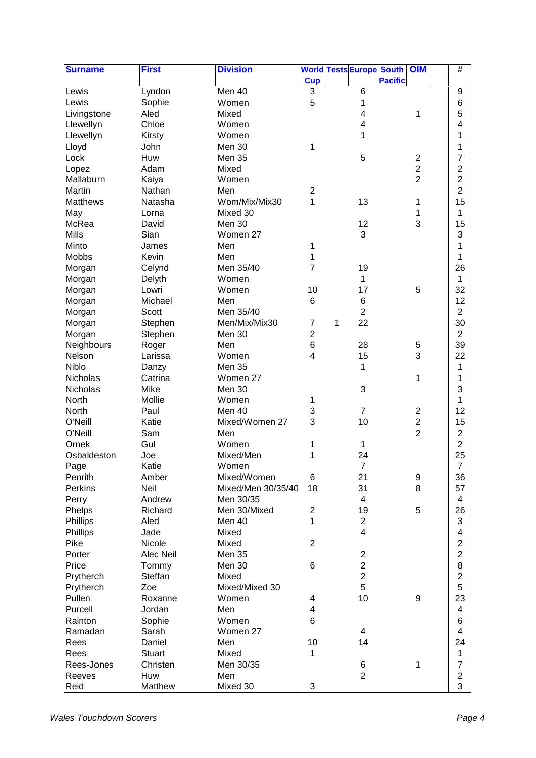| Surname | First | Division | World Cup | Tests | Europe | South Pacific | OIM | | # |
|---|---|---|---|---|---|---|---|---|---|
| Lewis | Lyndon | Men 40 | 3 | | 6 | | | | 9 |
| Lewis | Sophie | Women | 5 | | 1 | | | | 6 |
| Livingstone | Aled | Mixed | | | 4 | | 1 | | 5 |
| Llewellyn | Chloe | Women | | | 4 | | | | 4 |
| Llewellyn | Kirsty | Women | | | 1 | | | | 1 |
| Lloyd | John | Men 30 | 1 | | | | | | 1 |
| Lock | Huw | Men 35 | | | 5 | | 2 | | 7 |
| Lopez | Adam | Mixed | | | | | 2 | | 2 |
| Mallaburn | Kaiya | Women | | | | | 2 | | 2 |
| Martin | Nathan | Men | 2 | | | | | | 2 |
| Matthews | Natasha | Wom/Mix/Mix30 | 1 | | 13 | | 1 | | 15 |
| May | Lorna | Mixed 30 | | | | | 1 | | 1 |
| McRea | David | Men 30 | | | 12 | | 3 | | 15 |
| Mills | Sian | Women 27 | | | 3 | | | | 3 |
| Minto | James | Men | 1 | | | | | | 1 |
| Mobbs | Kevin | Men | 1 | | | | | | 1 |
| Morgan | Celynd | Men 35/40 | 7 | | 19 | | | | 26 |
| Morgan | Delyth | Women | | | 1 | | | | 1 |
| Morgan | Lowri | Women | 10 | | 17 | | 5 | | 32 |
| Morgan | Michael | Men | 6 | | 6 | | | | 12 |
| Morgan | Scott | Men 35/40 | | | 2 | | | | 2 |
| Morgan | Stephen | Men/Mix/Mix30 | 7 | 1 | 22 | | | | 30 |
| Morgan | Stephen | Men 30 | 2 | | | | | | 2 |
| Neighbours | Roger | Men | 6 | | 28 | | 5 | | 39 |
| Nelson | Larissa | Women | 4 | | 15 | | 3 | | 22 |
| Niblo | Danzy | Men 35 | | | 1 | | | | 1 |
| Nicholas | Catrina | Women 27 | | | | | 1 | | 1 |
| Nicholas | Mike | Men 30 | | | 3 | | | | 3 |
| North | Mollie | Women | 1 | | | | | | 1 |
| North | Paul | Men 40 | 3 | | 7 | | 2 | | 12 |
| O'Neill | Katie | Mixed/Women 27 | 3 | | 10 | | 2 | | 15 |
| O'Neill | Sam | Men | | | | | 2 | | 2 |
| Ornek | Gul | Women | 1 | | 1 | | | | 2 |
| Osbaldeston | Joe | Mixed/Men | 1 | | 24 | | | | 25 |
| Page | Katie | Women | | | 7 | | | | 7 |
| Penrith | Amber | Mixed/Women | 6 | | 21 | | 9 | | 36 |
| Perkins | Neil | Mixed/Men 30/35/40 | 18 | | 31 | | 8 | | 57 |
| Perry | Andrew | Men 30/35 | | | 4 | | | | 4 |
| Phelps | Richard | Men 30/Mixed | 2 | | 19 | | 5 | | 26 |
| Phillips | Aled | Men 40 | 1 | | 2 | | | | 3 |
| Phillips | Jade | Mixed | | | 4 | | | | 4 |
| Pike | Nicole | Mixed | 2 | | | | | | 2 |
| Porter | Alec Neil | Men 35 | | | 2 | | | | 2 |
| Price | Tommy | Men 30 | 6 | | 2 | | | | 8 |
| Prytherch | Steffan | Mixed | | | 2 | | | | 2 |
| Prytherch | Zoe | Mixed/Mixed 30 | | | 5 | | | | 5 |
| Pullen | Roxanne | Women | 4 | | 10 | | 9 | | 23 |
| Purcell | Jordan | Men | 4 | | | | | | 4 |
| Rainton | Sophie | Women | 6 | | | | | | 6 |
| Ramadan | Sarah | Women 27 | | | 4 | | | | 4 |
| Rees | Daniel | Men | 10 | | 14 | | | | 24 |
| Rees | Stuart | Mixed | 1 | | | | | | 1 |
| Rees-Jones | Christen | Men 30/35 | | | 6 | | 1 | | 7 |
| Reeves | Huw | Men | | | 2 | | | | 2 |
| Reid | Matthew | Mixed 30 | 3 | | | | | | 3 |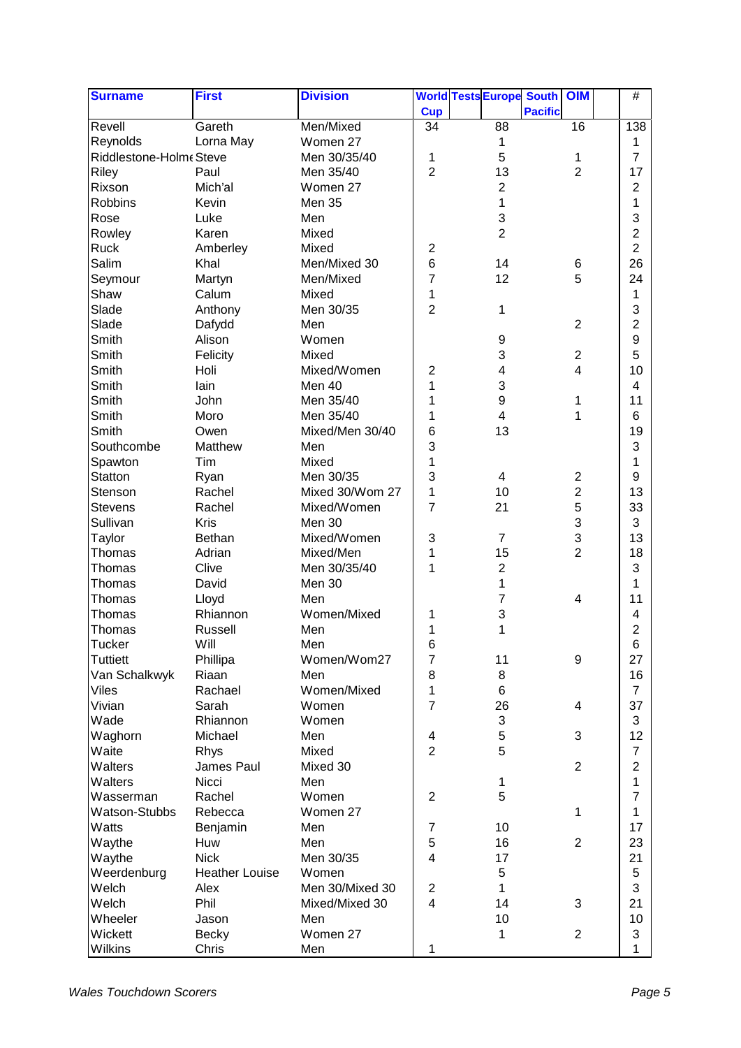| Surname | First | Division | World Cup | Tests | Europe | South Pacific | OIM | | # |
|---|---|---|---|---|---|---|---|---|---|
| Revell | Gareth | Men/Mixed | 34 | | 88 | | 16 | | 138 |
| Reynolds | Lorna May | Women 27 | | | 1 | | | | 1 |
| Riddlestone-Holme | Steve | Men 30/35/40 | 1 | | 5 | | 1 | | 7 |
| Riley | Paul | Men 35/40 | 2 | | 13 | | 2 | | 17 |
| Rixson | Mich'al | Women 27 | | | 2 | | | | 2 |
| Robbins | Kevin | Men 35 | | | 1 | | | | 1 |
| Rose | Luke | Men | | | 3 | | | | 3 |
| Rowley | Karen | Mixed | | | 2 | | | | 2 |
| Ruck | Amberley | Mixed | 2 | | | | | | 2 |
| Salim | Khal | Men/Mixed 30 | 6 | | 14 | | 6 | | 26 |
| Seymour | Martyn | Men/Mixed | 7 | | 12 | | 5 | | 24 |
| Shaw | Calum | Mixed | 1 | | | | | | 1 |
| Slade | Anthony | Men 30/35 | 2 | | 1 | | | | 3 |
| Slade | Dafydd | Men | | | | | 2 | | 2 |
| Smith | Alison | Women | | | 9 | | | | 9 |
| Smith | Felicity | Mixed | | | 3 | | 2 | | 5 |
| Smith | Holi | Mixed/Women | 2 | | 4 | | 4 | | 10 |
| Smith | Iain | Men 40 | 1 | | 3 | | | | 4 |
| Smith | John | Men 35/40 | 1 | | 9 | | 1 | | 11 |
| Smith | Moro | Men 35/40 | 1 | | 4 | | 1 | | 6 |
| Smith | Owen | Mixed/Men 30/40 | 6 | | 13 | | | | 19 |
| Southcombe | Matthew | Men | 3 | | | | | | 3 |
| Spawton | Tim | Mixed | 1 | | | | | | 1 |
| Statton | Ryan | Men 30/35 | 3 | | 4 | | 2 | | 9 |
| Stenson | Rachel | Mixed 30/Wom 27 | 1 | | 10 | | 2 | | 13 |
| Stevens | Rachel | Mixed/Women | 7 | | 21 | | 5 | | 33 |
| Sullivan | Kris | Men 30 | | | | | 3 | | 3 |
| Taylor | Bethan | Mixed/Women | 3 | | 7 | | 3 | | 13 |
| Thomas | Adrian | Mixed/Men | 1 | | 15 | | 2 | | 18 |
| Thomas | Clive | Men 30/35/40 | 1 | | 2 | | | | 3 |
| Thomas | David | Men 30 | | | 1 | | | | 1 |
| Thomas | Lloyd | Men | | | 7 | | 4 | | 11 |
| Thomas | Rhiannon | Women/Mixed | 1 | | 3 | | | | 4 |
| Thomas | Russell | Men | 1 | | 1 | | | | 2 |
| Tucker | Will | Men | 6 | | | | | | 6 |
| Tuttiett | Phillipa | Women/Wom27 | 7 | | 11 | | 9 | | 27 |
| Van Schalkwyk | Riaan | Men | 8 | | 8 | | | | 16 |
| Viles | Rachael | Women/Mixed | 1 | | 6 | | | | 7 |
| Vivian | Sarah | Women | 7 | | 26 | | 4 | | 37 |
| Wade | Rhiannon | Women | | | 3 | | | | 3 |
| Waghorn | Michael | Men | 4 | | 5 | | 3 | | 12 |
| Waite | Rhys | Mixed | 2 | | 5 | | | | 7 |
| Walters | James Paul | Mixed 30 | | | | | 2 | | 2 |
| Walters | Nicci | Men | | | 1 | | | | 1 |
| Wasserman | Rachel | Women | 2 | | 5 | | | | 7 |
| Watson-Stubbs | Rebecca | Women 27 | | | | | 1 | | 1 |
| Watts | Benjamin | Men | 7 | | 10 | | | | 17 |
| Waythe | Huw | Men | 5 | | 16 | | 2 | | 23 |
| Waythe | Nick | Men 30/35 | 4 | | 17 | | | | 21 |
| Weerdenburg | Heather Louise | Women | | | 5 | | | | 5 |
| Welch | Alex | Men 30/Mixed 30 | 2 | | 1 | | | | 3 |
| Welch | Phil | Mixed/Mixed 30 | 4 | | 14 | | 3 | | 21 |
| Wheeler | Jason | Men | | | 10 | | | | 10 |
| Wickett | Becky | Women 27 | | | 1 | | 2 | | 3 |
| Wilkins | Chris | Men | 1 | | | | | | 1 |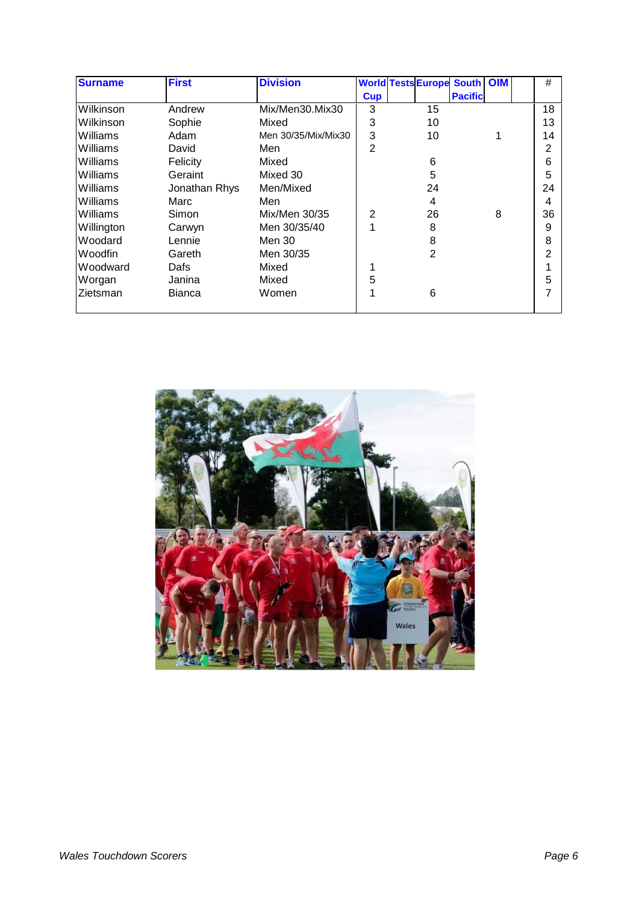| Surname | First | Division | World Cup | Tests | Europe | South Pacific | OIM | | # |
|---|---|---|---|---|---|---|---|---|---|
| Wilkinson | Andrew | Mix/Men30.Mix30 | 3 | | 15 | | | | 18 |
| Wilkinson | Sophie | Mixed | 3 | | 10 | | | | 13 |
| Williams | Adam | Men 30/35/Mix/Mix30 | 3 | | 10 | | 1 | | 14 |
| Williams | David | Men | 2 | | | | | | 2 |
| Williams | Felicity | Mixed | | | 6 | | | | 6 |
| Williams | Geraint | Mixed 30 | | | 5 | | | | 5 |
| Williams | Jonathan Rhys | Men/Mixed | | | 24 | | | | 24 |
| Williams | Marc | Men | | | 4 | | | | 4 |
| Williams | Simon | Mix/Men 30/35 | 2 | | 26 | | 8 | | 36 |
| Willington | Carwyn | Men 30/35/40 | 1 | | 8 | | | | 9 |
| Woodard | Lennie | Men 30 | | | 8 | | | | 8 |
| Woodfin | Gareth | Men 30/35 | | | 2 | | | | 2 |
| Woodward | Dafs | Mixed | 1 | | | | | | 1 |
| Worgan | Janina | Mixed | 5 | | | | | | 5 |
| Zietsman | Bianca | Women | 1 | | 6 | | | | 7 |